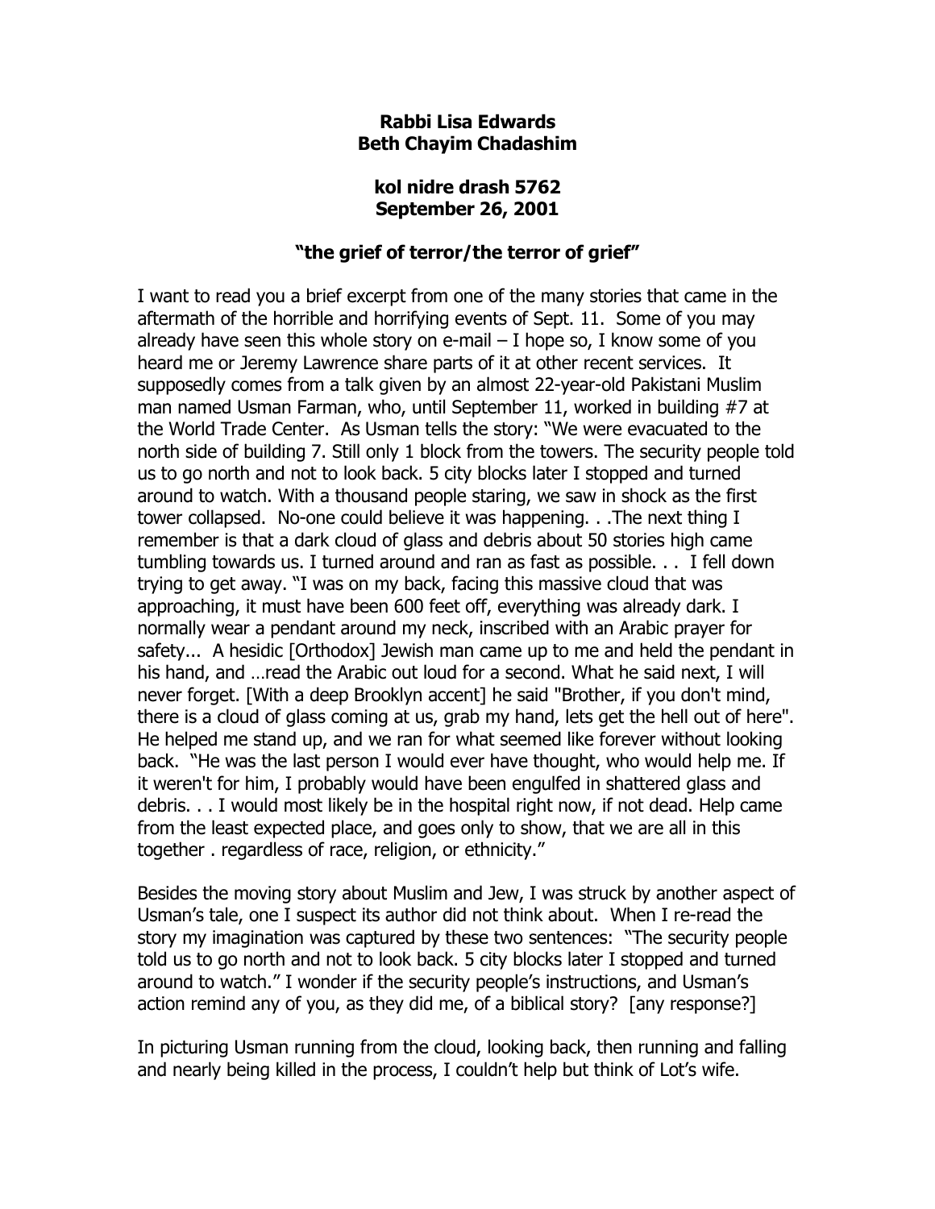**Rabbi Lisa Edwards**
**Beth Chayim Chadashim**

**kol nidre drash 5762**
**September 26, 2001**

**"the grief of terror/the terror of grief"**

I want to read you a brief excerpt from one of the many stories that came in the aftermath of the horrible and horrifying events of Sept. 11. Some of you may already have seen this whole story on e-mail – I hope so, I know some of you heard me or Jeremy Lawrence share parts of it at other recent services. It supposedly comes from a talk given by an almost 22-year-old Pakistani Muslim man named Usman Farman, who, until September 11, worked in building #7 at the World Trade Center. As Usman tells the story: "We were evacuated to the north side of building 7. Still only 1 block from the towers. The security people told us to go north and not to look back. 5 city blocks later I stopped and turned around to watch. With a thousand people staring, we saw in shock as the first tower collapsed. No-one could believe it was happening. . .The next thing I remember is that a dark cloud of glass and debris about 50 stories high came tumbling towards us. I turned around and ran as fast as possible. . . I fell down trying to get away. "I was on my back, facing this massive cloud that was approaching, it must have been 600 feet off, everything was already dark. I normally wear a pendant around my neck, inscribed with an Arabic prayer for safety... A hesidic [Orthodox] Jewish man came up to me and held the pendant in his hand, and …read the Arabic out loud for a second. What he said next, I will never forget. [With a deep Brooklyn accent] he said "Brother, if you don't mind, there is a cloud of glass coming at us, grab my hand, lets get the hell out of here". He helped me stand up, and we ran for what seemed like forever without looking back. "He was the last person I would ever have thought, who would help me. If it weren't for him, I probably would have been engulfed in shattered glass and debris. . . I would most likely be in the hospital right now, if not dead. Help came from the least expected place, and goes only to show, that we are all in this together . regardless of race, religion, or ethnicity."

Besides the moving story about Muslim and Jew, I was struck by another aspect of Usman's tale, one I suspect its author did not think about. When I re-read the story my imagination was captured by these two sentences: "The security people told us to go north and not to look back. 5 city blocks later I stopped and turned around to watch." I wonder if the security people's instructions, and Usman's action remind any of you, as they did me, of a biblical story? [any response?]

In picturing Usman running from the cloud, looking back, then running and falling and nearly being killed in the process, I couldn't help but think of Lot's wife.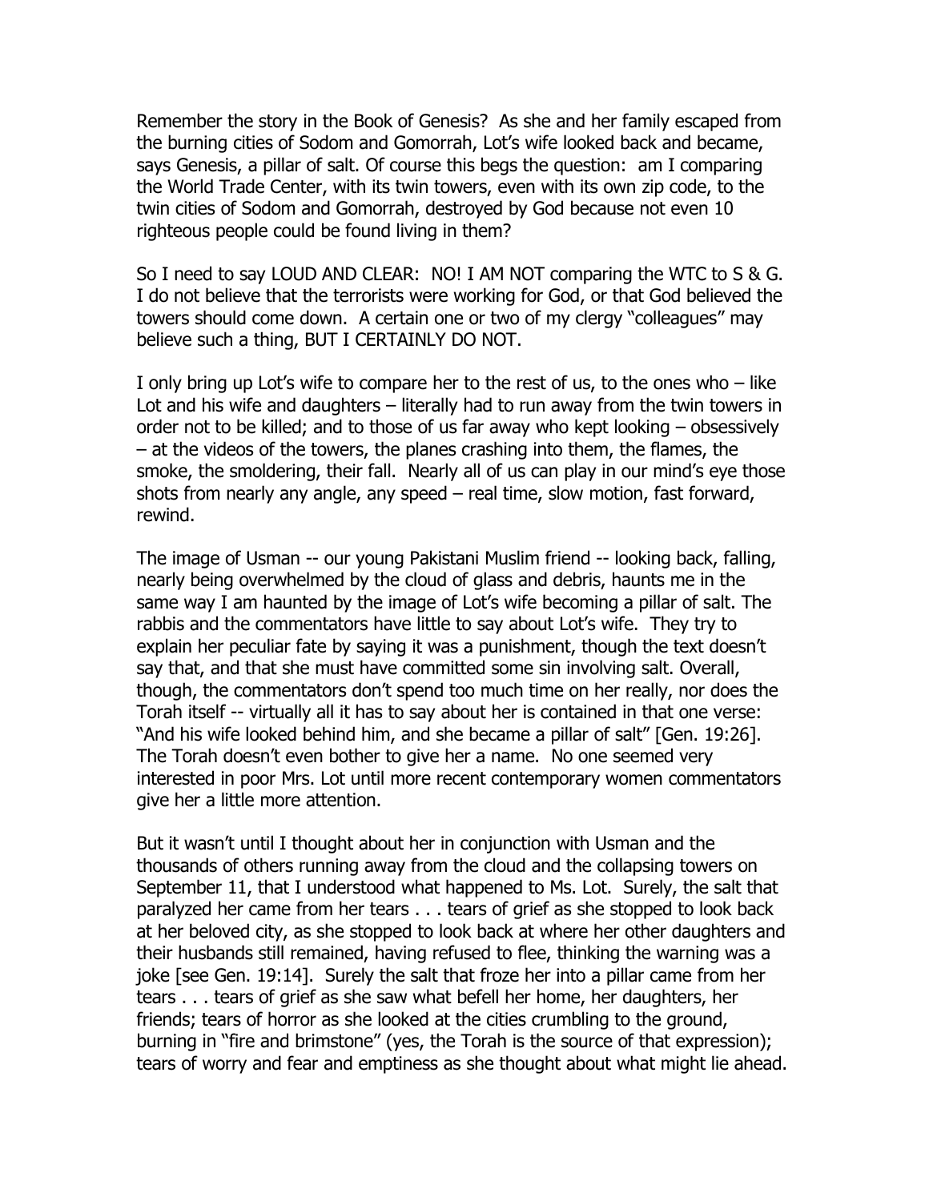Remember the story in the Book of Genesis? As she and her family escaped from the burning cities of Sodom and Gomorrah, Lot's wife looked back and became, says Genesis, a pillar of salt. Of course this begs the question: am I comparing the World Trade Center, with its twin towers, even with its own zip code, to the twin cities of Sodom and Gomorrah, destroyed by God because not even 10 righteous people could be found living in them?

So I need to say LOUD AND CLEAR: NO! I AM NOT comparing the WTC to S & G. I do not believe that the terrorists were working for God, or that God believed the towers should come down. A certain one or two of my clergy "colleagues" may believe such a thing, BUT I CERTAINLY DO NOT.

I only bring up Lot's wife to compare her to the rest of us, to the ones who – like Lot and his wife and daughters – literally had to run away from the twin towers in order not to be killed; and to those of us far away who kept looking – obsessively – at the videos of the towers, the planes crashing into them, the flames, the smoke, the smoldering, their fall. Nearly all of us can play in our mind's eye those shots from nearly any angle, any speed – real time, slow motion, fast forward, rewind.

The image of Usman -- our young Pakistani Muslim friend -- looking back, falling, nearly being overwhelmed by the cloud of glass and debris, haunts me in the same way I am haunted by the image of Lot's wife becoming a pillar of salt. The rabbis and the commentators have little to say about Lot's wife. They try to explain her peculiar fate by saying it was a punishment, though the text doesn't say that, and that she must have committed some sin involving salt. Overall, though, the commentators don't spend too much time on her really, nor does the Torah itself -- virtually all it has to say about her is contained in that one verse: "And his wife looked behind him, and she became a pillar of salt" [Gen. 19:26]. The Torah doesn't even bother to give her a name. No one seemed very interested in poor Mrs. Lot until more recent contemporary women commentators give her a little more attention.

But it wasn't until I thought about her in conjunction with Usman and the thousands of others running away from the cloud and the collapsing towers on September 11, that I understood what happened to Ms. Lot. Surely, the salt that paralyzed her came from her tears . . . tears of grief as she stopped to look back at her beloved city, as she stopped to look back at where her other daughters and their husbands still remained, having refused to flee, thinking the warning was a joke [see Gen. 19:14]. Surely the salt that froze her into a pillar came from her tears . . . tears of grief as she saw what befell her home, her daughters, her friends; tears of horror as she looked at the cities crumbling to the ground, burning in "fire and brimstone" (yes, the Torah is the source of that expression); tears of worry and fear and emptiness as she thought about what might lie ahead.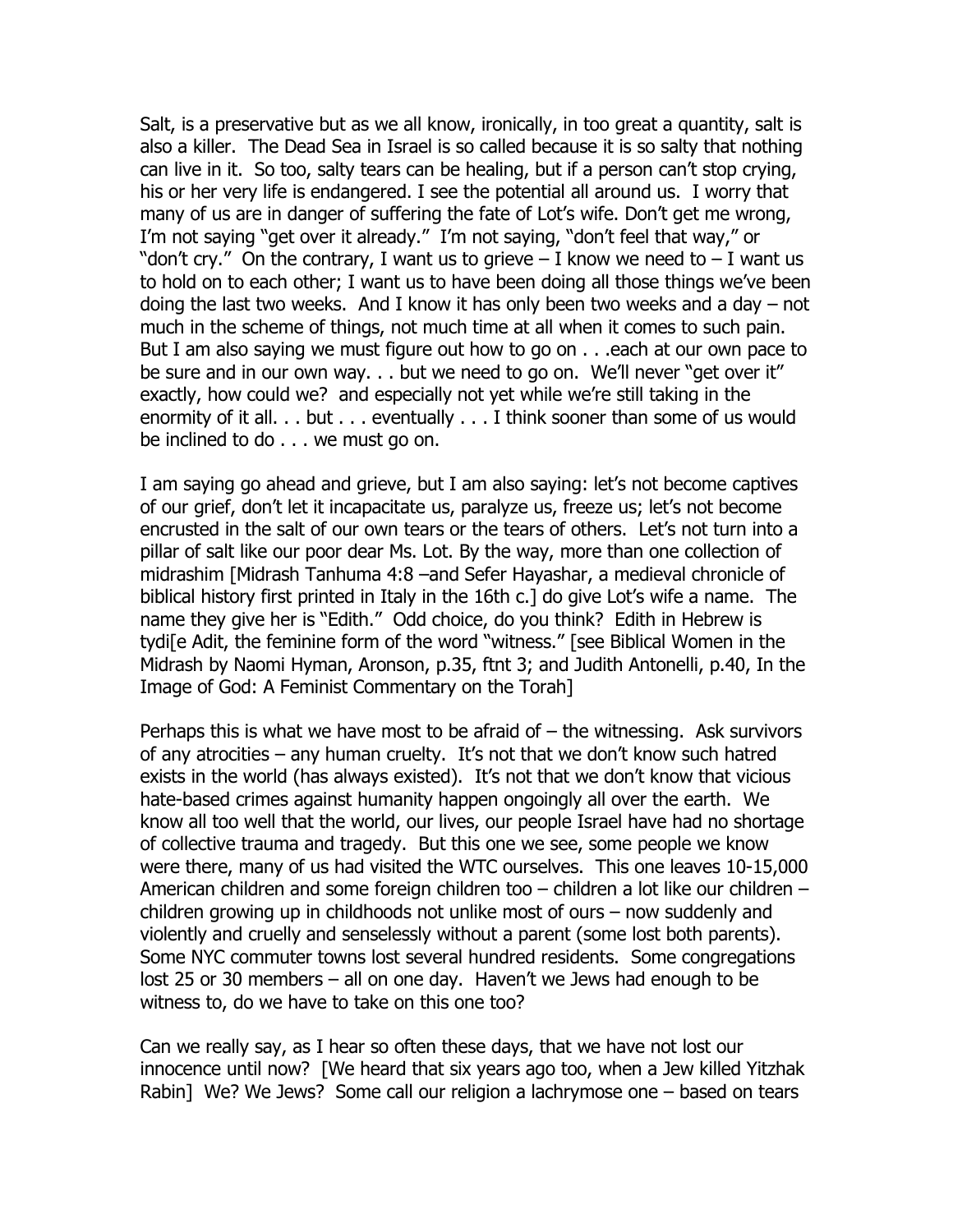Salt, is a preservative but as we all know, ironically, in too great a quantity, salt is also a killer. The Dead Sea in Israel is so called because it is so salty that nothing can live in it. So too, salty tears can be healing, but if a person can't stop crying, his or her very life is endangered. I see the potential all around us. I worry that many of us are in danger of suffering the fate of Lot's wife. Don't get me wrong, I'm not saying "get over it already." I'm not saying, "don't feel that way," or "don't cry." On the contrary, I want us to grieve – I know we need to – I want us to hold on to each other; I want us to have been doing all those things we've been doing the last two weeks. And I know it has only been two weeks and a day – not much in the scheme of things, not much time at all when it comes to such pain. But I am also saying we must figure out how to go on . . .each at our own pace to be sure and in our own way. . . but we need to go on. We'll never "get over it" exactly, how could we? and especially not yet while we're still taking in the enormity of it all. . . but . . . eventually . . . I think sooner than some of us would be inclined to do . . . we must go on.

I am saying go ahead and grieve, but I am also saying: let's not become captives of our grief, don't let it incapacitate us, paralyze us, freeze us; let's not become encrusted in the salt of our own tears or the tears of others. Let's not turn into a pillar of salt like our poor dear Ms. Lot. By the way, more than one collection of midrashim [Midrash Tanhuma 4:8 –and Sefer Hayashar, a medieval chronicle of biblical history first printed in Italy in the 16th c.] do give Lot's wife a name. The name they give her is "Edith." Odd choice, do you think? Edith in Hebrew is tydi[e Adit, the feminine form of the word "witness." [see Biblical Women in the Midrash by Naomi Hyman, Aronson, p.35, ftnt 3; and Judith Antonelli, p.40, In the Image of God: A Feminist Commentary on the Torah]

Perhaps this is what we have most to be afraid of – the witnessing. Ask survivors of any atrocities – any human cruelty. It's not that we don't know such hatred exists in the world (has always existed). It's not that we don't know that vicious hate-based crimes against humanity happen ongoingly all over the earth. We know all too well that the world, our lives, our people Israel have had no shortage of collective trauma and tragedy. But this one we see, some people we know were there, many of us had visited the WTC ourselves. This one leaves 10-15,000 American children and some foreign children too – children a lot like our children – children growing up in childhoods not unlike most of ours – now suddenly and violently and cruelly and senselessly without a parent (some lost both parents). Some NYC commuter towns lost several hundred residents. Some congregations lost 25 or 30 members – all on one day. Haven't we Jews had enough to be witness to, do we have to take on this one too?

Can we really say, as I hear so often these days, that we have not lost our innocence until now? [We heard that six years ago too, when a Jew killed Yitzhak Rabin] We? We Jews? Some call our religion a lachrymose one – based on tears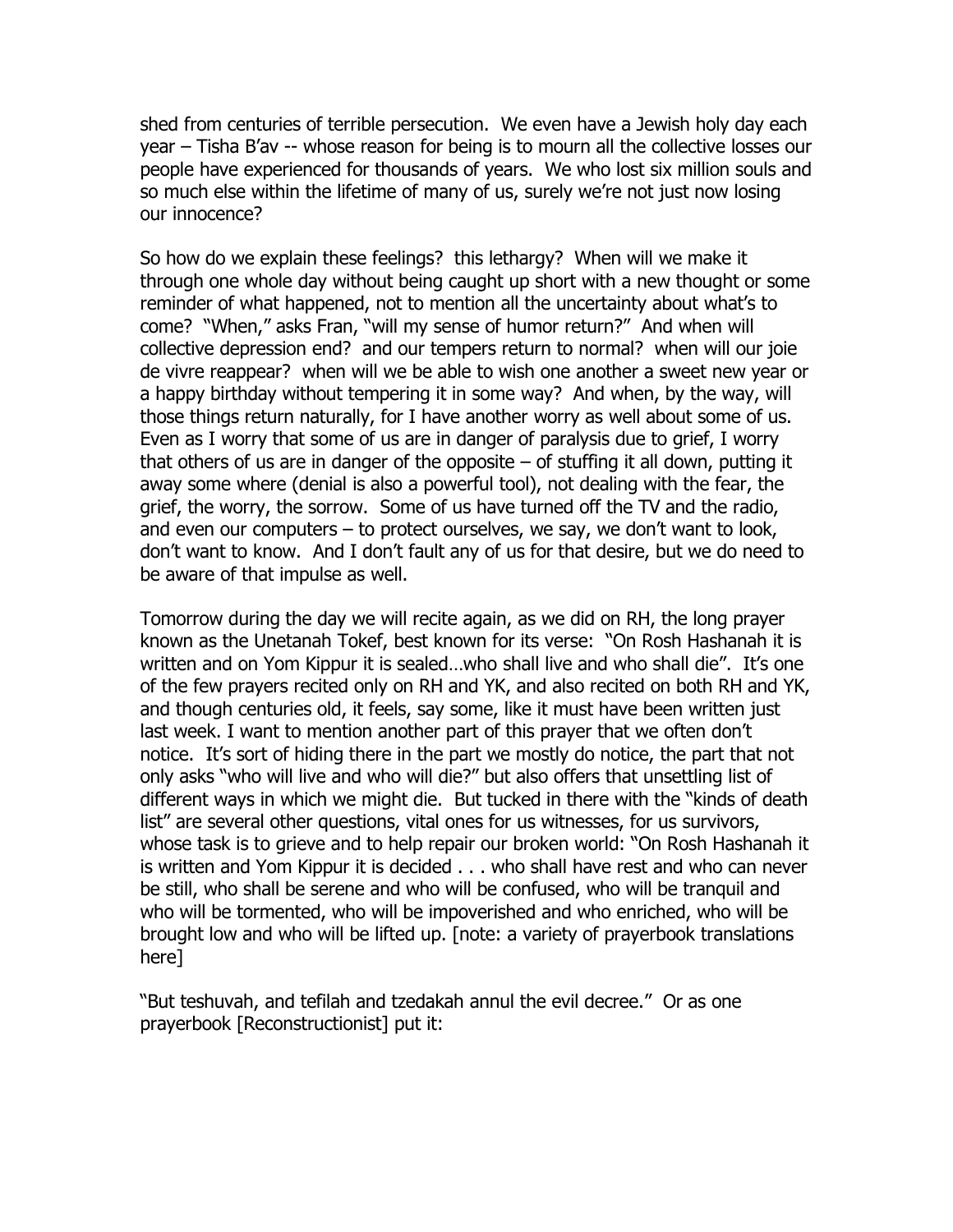shed from centuries of terrible persecution. We even have a Jewish holy day each year – Tisha B'av -- whose reason for being is to mourn all the collective losses our people have experienced for thousands of years. We who lost six million souls and so much else within the lifetime of many of us, surely we're not just now losing our innocence?

So how do we explain these feelings? this lethargy? When will we make it through one whole day without being caught up short with a new thought or some reminder of what happened, not to mention all the uncertainty about what's to come? "When," asks Fran, "will my sense of humor return?" And when will collective depression end? and our tempers return to normal? when will our joie de vivre reappear? when will we be able to wish one another a sweet new year or a happy birthday without tempering it in some way? And when, by the way, will those things return naturally, for I have another worry as well about some of us. Even as I worry that some of us are in danger of paralysis due to grief, I worry that others of us are in danger of the opposite – of stuffing it all down, putting it away some where (denial is also a powerful tool), not dealing with the fear, the grief, the worry, the sorrow. Some of us have turned off the TV and the radio, and even our computers – to protect ourselves, we say, we don't want to look, don't want to know. And I don't fault any of us for that desire, but we do need to be aware of that impulse as well.

Tomorrow during the day we will recite again, as we did on RH, the long prayer known as the Unetanah Tokef, best known for its verse: "On Rosh Hashanah it is written and on Yom Kippur it is sealed…who shall live and who shall die". It's one of the few prayers recited only on RH and YK, and also recited on both RH and YK, and though centuries old, it feels, say some, like it must have been written just last week. I want to mention another part of this prayer that we often don't notice. It's sort of hiding there in the part we mostly do notice, the part that not only asks "who will live and who will die?" but also offers that unsettling list of different ways in which we might die. But tucked in there with the "kinds of death list" are several other questions, vital ones for us witnesses, for us survivors, whose task is to grieve and to help repair our broken world: "On Rosh Hashanah it is written and Yom Kippur it is decided . . . who shall have rest and who can never be still, who shall be serene and who will be confused, who will be tranquil and who will be tormented, who will be impoverished and who enriched, who will be brought low and who will be lifted up. [note: a variety of prayerbook translations here]

"But teshuvah, and tefilah and tzedakah annul the evil decree." Or as one prayerbook [Reconstructionist] put it: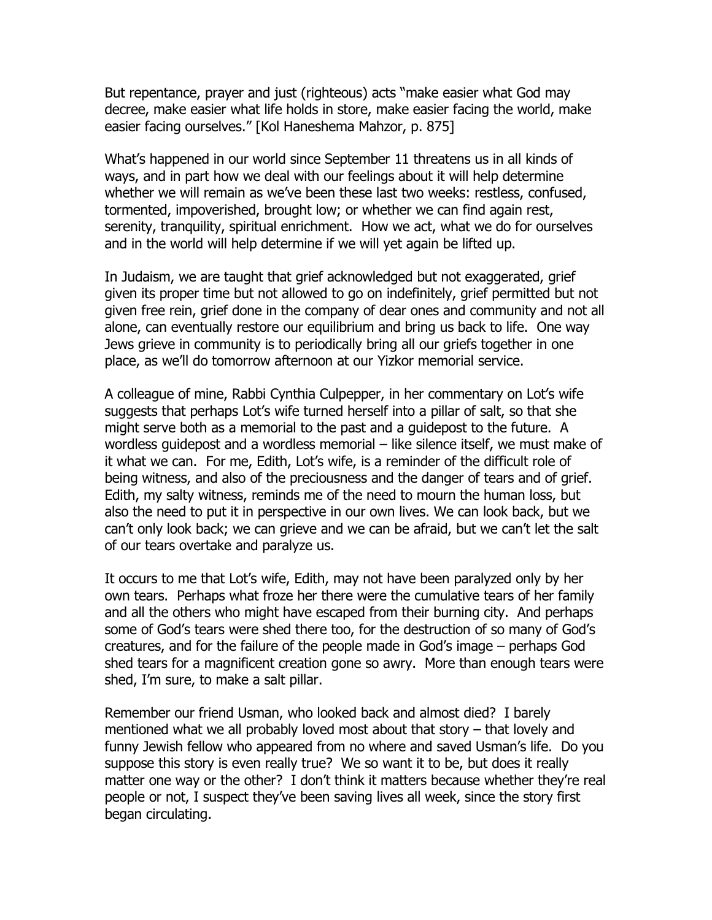But repentance, prayer and just (righteous) acts "make easier what God may decree, make easier what life holds in store, make easier facing the world, make easier facing ourselves." [Kol Haneshema Mahzor, p. 875]

What's happened in our world since September 11 threatens us in all kinds of ways, and in part how we deal with our feelings about it will help determine whether we will remain as we've been these last two weeks: restless, confused, tormented, impoverished, brought low; or whether we can find again rest, serenity, tranquility, spiritual enrichment. How we act, what we do for ourselves and in the world will help determine if we will yet again be lifted up.

In Judaism, we are taught that grief acknowledged but not exaggerated, grief given its proper time but not allowed to go on indefinitely, grief permitted but not given free rein, grief done in the company of dear ones and community and not all alone, can eventually restore our equilibrium and bring us back to life. One way Jews grieve in community is to periodically bring all our griefs together in one place, as we'll do tomorrow afternoon at our Yizkor memorial service.

A colleague of mine, Rabbi Cynthia Culpepper, in her commentary on Lot's wife suggests that perhaps Lot's wife turned herself into a pillar of salt, so that she might serve both as a memorial to the past and a guidepost to the future. A wordless guidepost and a wordless memorial – like silence itself, we must make of it what we can. For me, Edith, Lot's wife, is a reminder of the difficult role of being witness, and also of the preciousness and the danger of tears and of grief. Edith, my salty witness, reminds me of the need to mourn the human loss, but also the need to put it in perspective in our own lives. We can look back, but we can't only look back; we can grieve and we can be afraid, but we can't let the salt of our tears overtake and paralyze us.

It occurs to me that Lot's wife, Edith, may not have been paralyzed only by her own tears. Perhaps what froze her there were the cumulative tears of her family and all the others who might have escaped from their burning city. And perhaps some of God's tears were shed there too, for the destruction of so many of God's creatures, and for the failure of the people made in God's image – perhaps God shed tears for a magnificent creation gone so awry. More than enough tears were shed, I'm sure, to make a salt pillar.

Remember our friend Usman, who looked back and almost died? I barely mentioned what we all probably loved most about that story – that lovely and funny Jewish fellow who appeared from no where and saved Usman's life. Do you suppose this story is even really true? We so want it to be, but does it really matter one way or the other? I don't think it matters because whether they're real people or not, I suspect they've been saving lives all week, since the story first began circulating.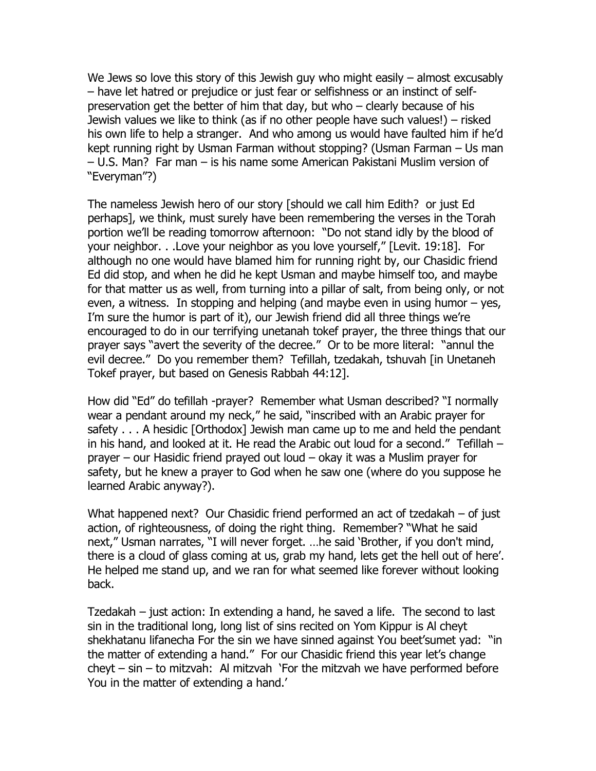We Jews so love this story of this Jewish guy who might easily – almost excusably – have let hatred or prejudice or just fear or selfishness or an instinct of self-preservation get the better of him that day, but who – clearly because of his Jewish values we like to think (as if no other people have such values!) – risked his own life to help a stranger. And who among us would have faulted him if he'd kept running right by Usman Farman without stopping? (Usman Farman – Us man – U.S. Man? Far man – is his name some American Pakistani Muslim version of "Everyman"?)

The nameless Jewish hero of our story [should we call him Edith? or just Ed perhaps], we think, must surely have been remembering the verses in the Torah portion we'll be reading tomorrow afternoon: "Do not stand idly by the blood of your neighbor. . .Love your neighbor as you love yourself," [Levit. 19:18]. For although no one would have blamed him for running right by, our Chasidic friend Ed did stop, and when he did he kept Usman and maybe himself too, and maybe for that matter us as well, from turning into a pillar of salt, from being only, or not even, a witness. In stopping and helping (and maybe even in using humor – yes, I'm sure the humor is part of it), our Jewish friend did all three things we're encouraged to do in our terrifying unetanah tokef prayer, the three things that our prayer says "avert the severity of the decree." Or to be more literal: "annul the evil decree." Do you remember them? Tefillah, tzedakah, tshuvah [in Unetaneh Tokef prayer, but based on Genesis Rabbah 44:12].

How did "Ed" do tefillah -prayer? Remember what Usman described? "I normally wear a pendant around my neck," he said, "inscribed with an Arabic prayer for safety . . . A hesidic [Orthodox] Jewish man came up to me and held the pendant in his hand, and looked at it. He read the Arabic out loud for a second." Tefillah – prayer – our Hasidic friend prayed out loud – okay it was a Muslim prayer for safety, but he knew a prayer to God when he saw one (where do you suppose he learned Arabic anyway?).

What happened next? Our Chasidic friend performed an act of tzedakah – of just action, of righteousness, of doing the right thing. Remember? "What he said next," Usman narrates, "I will never forget. …he said 'Brother, if you don't mind, there is a cloud of glass coming at us, grab my hand, lets get the hell out of here'. He helped me stand up, and we ran for what seemed like forever without looking back.

Tzedakah – just action: In extending a hand, he saved a life. The second to last sin in the traditional long, long list of sins recited on Yom Kippur is Al cheyt shekhatanu lifanecha For the sin we have sinned against You beet'sumet yad: "in the matter of extending a hand." For our Chasidic friend this year let's change cheyt – sin – to mitzvah: Al mitzvah 'For the mitzvah we have performed before You in the matter of extending a hand.'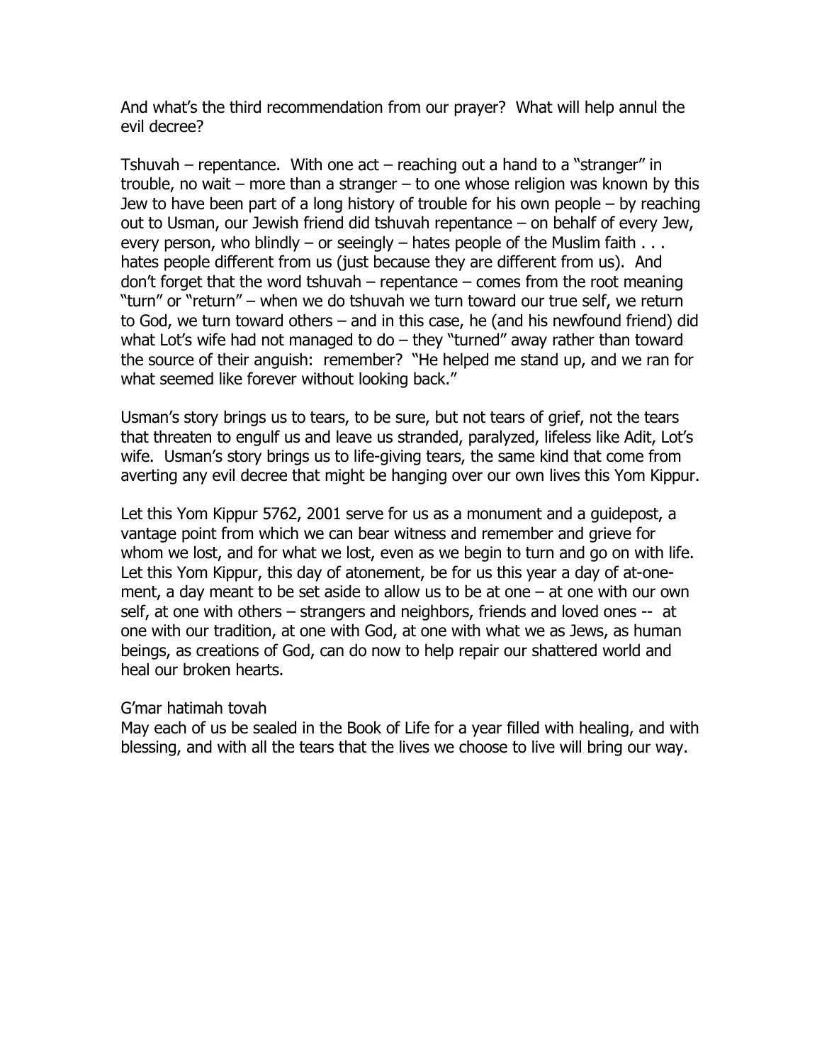And what's the third recommendation from our prayer? What will help annul the evil decree?

Tshuvah – repentance. With one act – reaching out a hand to a "stranger" in trouble, no wait – more than a stranger – to one whose religion was known by this Jew to have been part of a long history of trouble for his own people – by reaching out to Usman, our Jewish friend did tshuvah repentance – on behalf of every Jew, every person, who blindly – or seeingly – hates people of the Muslim faith . . . hates people different from us (just because they are different from us). And don't forget that the word tshuvah – repentance – comes from the root meaning "turn" or "return" – when we do tshuvah we turn toward our true self, we return to God, we turn toward others – and in this case, he (and his newfound friend) did what Lot's wife had not managed to do – they "turned" away rather than toward the source of their anguish: remember? "He helped me stand up, and we ran for what seemed like forever without looking back."

Usman's story brings us to tears, to be sure, but not tears of grief, not the tears that threaten to engulf us and leave us stranded, paralyzed, lifeless like Adit, Lot's wife. Usman's story brings us to life-giving tears, the same kind that come from averting any evil decree that might be hanging over our own lives this Yom Kippur.

Let this Yom Kippur 5762, 2001 serve for us as a monument and a guidepost, a vantage point from which we can bear witness and remember and grieve for whom we lost, and for what we lost, even as we begin to turn and go on with life. Let this Yom Kippur, this day of atonement, be for us this year a day of at-one-ment, a day meant to be set aside to allow us to be at one – at one with our own self, at one with others – strangers and neighbors, friends and loved ones -- at one with our tradition, at one with God, at one with what we as Jews, as human beings, as creations of God, can do now to help repair our shattered world and heal our broken hearts.

G'mar hatimah tovah
May each of us be sealed in the Book of Life for a year filled with healing, and with blessing, and with all the tears that the lives we choose to live will bring our way.